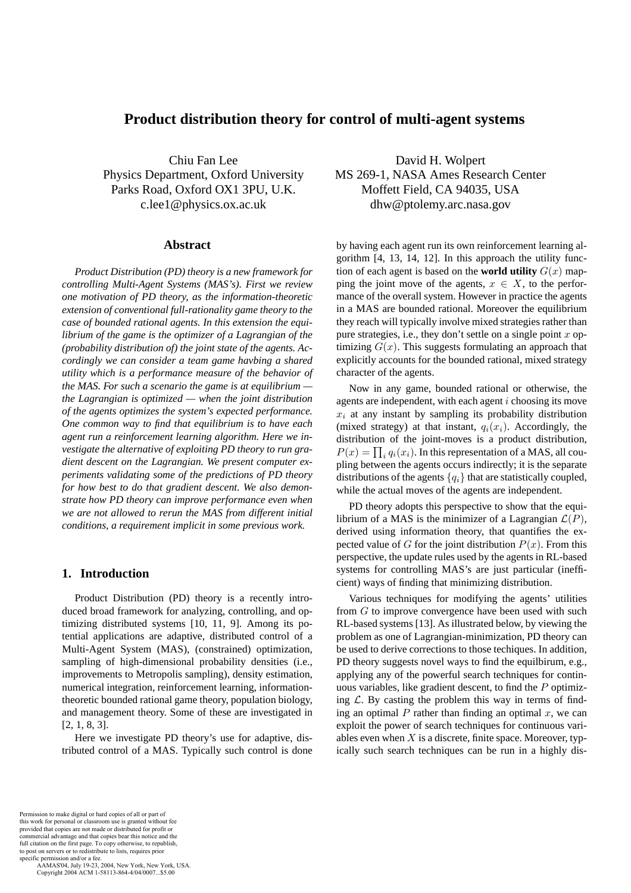# Product distribution theory for control of multi-agent systems

Chiu Fan Lee
Physics Department, Oxford University
Parks Road, Oxford OX1 3PU, U.K.
c.lee1@physics.ox.ac.uk

David H. Wolpert
MS 269-1, NASA Ames Research Center
Moffett Field, CA 94035, USA
dhw@ptolemy.arc.nasa.gov

## Abstract

*Product Distribution (PD) theory is a new framework for controlling Multi-Agent Systems (MAS's). First we review one motivation of PD theory, as the information-theoretic extension of conventional full-rationality game theory to the case of bounded rational agents. In this extension the equilibrium of the game is the optimizer of a Lagrangian of the (probability distribution of) the joint state of the agents. Accordingly we can consider a team game havbing a shared utility which is a performance measure of the behavior of the MAS. For such a scenario the game is at equilibrium — the Lagrangian is optimized — when the joint distribution of the agents optimizes the system's expected performance. One common way to find that equilibrium is to have each agent run a reinforcement learning algorithm. Here we investigate the alternative of exploiting PD theory to run gradient descent on the Lagrangian. We present computer experiments validating some of the predictions of PD theory for how best to do that gradient descent. We also demonstrate how PD theory can improve performance even when we are not allowed to rerun the MAS from different initial conditions, a requirement implicit in some previous work.*

## 1. Introduction

Product Distribution (PD) theory is a recently introduced broad framework for analyzing, controlling, and optimizing distributed systems [10, 11, 9]. Among its potential applications are adaptive, distributed control of a Multi-Agent System (MAS), (constrained) optimization, sampling of high-dimensional probability densities (i.e., improvements to Metropolis sampling), density estimation, numerical integration, reinforcement learning, information-theoretic bounded rational game theory, population biology, and management theory. Some of these are investigated in [2, 1, 8, 3].

Here we investigate PD theory's use for adaptive, distributed control of a MAS. Typically such control is done by having each agent run its own reinforcement learning algorithm [4, 13, 14, 12]. In this approach the utility function of each agent is based on the **world utility** $G(x)$ mapping the joint move of the agents, $x \in X$, to the performance of the overall system. However in practice the agents in a MAS are bounded rational. Moreover the equilibrium they reach will typically involve mixed strategies rather than pure strategies, i.e., they don't settle on a single point $x$ optimizing $G(x)$. This suggests formulating an approach that explicitly accounts for the bounded rational, mixed strategy character of the agents.

Now in any game, bounded rational or otherwise, the agents are independent, with each agent $i$ choosing its move $x_i$ at any instant by sampling its probability distribution (mixed strategy) at that instant, $q_i(x_i)$. Accordingly, the distribution of the joint-moves is a product distribution, $P(x) = \prod_i q_i(x_i)$. In this representation of a MAS, all coupling between the agents occurs indirectly; it is the separate distributions of the agents $\{q_i\}$ that are statistically coupled, while the actual moves of the agents are independent.

PD theory adopts this perspective to show that the equilibrium of a MAS is the minimizer of a Lagrangian $\mathcal{L}(P)$, derived using information theory, that quantifies the expected value of $G$ for the joint distribution $P(x)$. From this perspective, the update rules used by the agents in RL-based systems for controlling MAS's are just particular (inefficient) ways of finding that minimizing distribution.

Various techniques for modifying the agents' utilities from $G$ to improve convergence have been used with such RL-based systems [13]. As illustrated below, by viewing the problem as one of Lagrangian-minimization, PD theory can be used to derive corrections to those techiques. In addition, PD theory suggests novel ways to find the equilbirum, e.g., applying any of the powerful search techniques for continuous variables, like gradient descent, to find the $P$ optimizing $\mathcal{L}$. By casting the problem this way in terms of finding an optimal $P$ rather than finding an optimal $x$, we can exploit the power of search techniques for continuous variables even when $X$ is a discrete, finite space. Moreover, typically such search techniques can be run in a highly dis-

Permission to make digital or hard copies of all or part of this work for personal or classroom use is granted without fee provided that copies are not made or distributed for profit or commercial advantage and that copies bear this notice and the full citation on the first page. To copy otherwise, to republish, to post on servers or to redistribute to lists, requires prior specific permission and/or a fee.
AAMAS'04, July 19-23, 2004, New York, New York, USA.
Copyright 2004 ACM 1-58113-864-4/04/0007...$5.00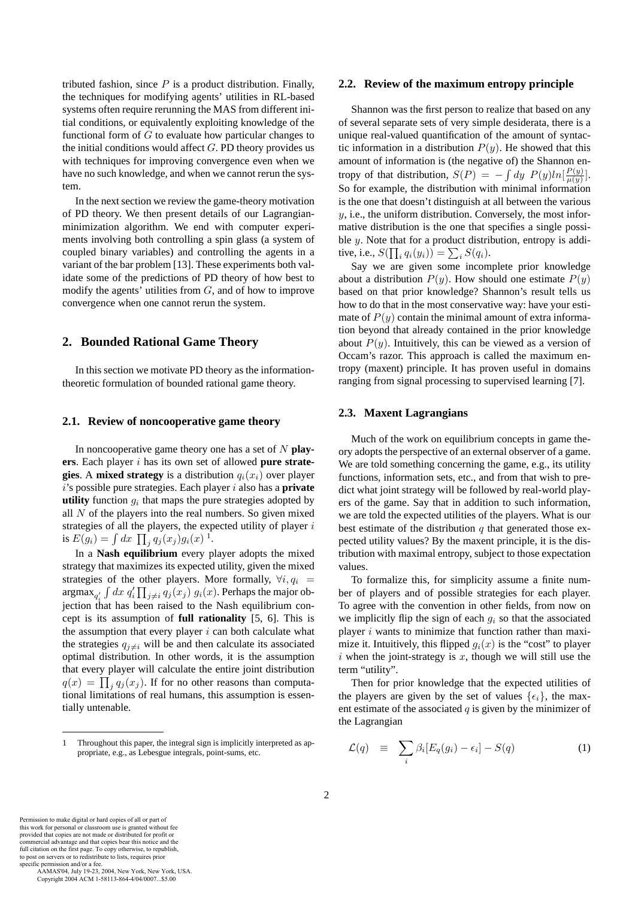tributed fashion, since $P$ is a product distribution. Finally, the techniques for modifying agents' utilities in RL-based systems often require rerunning the MAS from different initial conditions, or equivalently exploiting knowledge of the functional form of $G$ to evaluate how particular changes to the initial conditions would affect $G$. PD theory provides us with techniques for improving convergence even when we have no such knowledge, and when we cannot rerun the system.

In the next section we review the game-theory motivation of PD theory. We then present details of our Lagrangian-minimization algorithm. We end with computer experiments involving both controlling a spin glass (a system of coupled binary variables) and controlling the agents in a variant of the bar problem [13]. These experiments both validate some of the predictions of PD theory of how best to modify the agents' utilities from $G$, and of how to improve convergence when one cannot rerun the system.

## 2. Bounded Rational Game Theory

In this section we motivate PD theory as the information-theoretic formulation of bounded rational game theory.

### 2.1. Review of noncooperative game theory

In noncooperative game theory one has a set of $N$ **players**. Each player $i$ has its own set of allowed **pure strategies**. A **mixed strategy** is a distribution $q_i(x_i)$ over player $i$'s possible pure strategies. Each player $i$ also has a **private utility** function $g_i$ that maps the pure strategies adopted by all $N$ of the players into the real numbers. So given mixed strategies of all the players, the expected utility of player $i$ is $E(g_i) = \int dx \prod_j q_j(x_j) g_i(x)$ [1].

In a **Nash equilibrium** every player adopts the mixed strategy that maximizes its expected utility, given the mixed strategies of the other players. More formally, $\forall i, q_i = \text{argmax}_{q'_i} \int dx \; q'_i \prod_{j \neq i} q_j(x_j) \; g_i(x)$. Perhaps the major objection that has been raised to the Nash equilibrium concept is its assumption of **full rationality** [5, 6]. This is the assumption that every player $i$ can both calculate what the strategies $q_{j \neq i}$ will be and then calculate its associated optimal distribution. In other words, it is the assumption that every player will calculate the entire joint distribution $q(x) = \prod_j q_j(x_j)$. If for no other reasons than computational limitations of real humans, this assumption is essentially untenable.

1 Throughout this paper, the integral sign is implicitly interpreted as appropriate, e.g., as Lebesgue integrals, point-sums, etc.

### 2.2. Review of the maximum entropy principle

Shannon was the first person to realize that based on any of several separate sets of very simple desiderata, there is a unique real-valued quantification of the amount of syntactic information in a distribution $P(y)$. He showed that this amount of information is (the negative of) the Shannon entropy of that distribution, $S(P) = -\int dy \; P(y) ln[\frac{P(y)}{\mu(y)}]$. So for example, the distribution with minimal information is the one that doesn't distinguish at all between the various $y$, i.e., the uniform distribution. Conversely, the most informative distribution is the one that specifies a single possible $y$. Note that for a product distribution, entropy is additive, i.e., $S(\prod_i q_i(y_i)) = \sum_i S(q_i)$.

Say we are given some incomplete prior knowledge about a distribution $P(y)$. How should one estimate $P(y)$ based on that prior knowledge? Shannon's result tells us how to do that in the most conservative way: have your estimate of $P(y)$ contain the minimal amount of extra information beyond that already contained in the prior knowledge about $P(y)$. Intuitively, this can be viewed as a version of Occam's razor. This approach is called the maximum entropy (maxent) principle. It has proven useful in domains ranging from signal processing to supervised learning [7].

### 2.3. Maxent Lagrangians

Much of the work on equilibrium concepts in game theory adopts the perspective of an external observer of a game. We are told something concerning the game, e.g., its utility functions, information sets, etc., and from that wish to predict what joint strategy will be followed by real-world players of the game. Say that in addition to such information, we are told the expected utilities of the players. What is our best estimate of the distribution $q$ that generated those expected utility values? By the maxent principle, it is the distribution with maximal entropy, subject to those expectation values.

To formalize this, for simplicity assume a finite number of players and of possible strategies for each player. To agree with the convention in other fields, from now on we implicitly flip the sign of each $g_i$ so that the associated player $i$ wants to minimize that function rather than maximize it. Intuitively, this flipped $g_i(x)$ is the "cost" to player $i$ when the joint-strategy is $x$, though we will still use the term "utility".

Then for prior knowledge that the expected utilities of the players are given by the set of values $\{\epsilon_i\}$, the maxent estimate of the associated $q$ is given by the minimizer of the Lagrangian

$$\mathcal{L}(q) \equiv \sum_i \beta_i [E_q(g_i) - \epsilon_i] - S(q) \tag{1}$$

Permission to make digital or hard copies of all or part of this work for personal or classroom use is granted without fee provided that copies are not made or distributed for profit or commercial advantage and that copies bear this notice and the full citation on the first page. To copy otherwise, to republish, to post on servers or to redistribute to lists, requires prior specific permission and/or a fee.
AAMAS'04, July 19-23, 2004, New York, New York, USA.
Copyright 2004 ACM 1-58113-864-4/04/0007...$5.00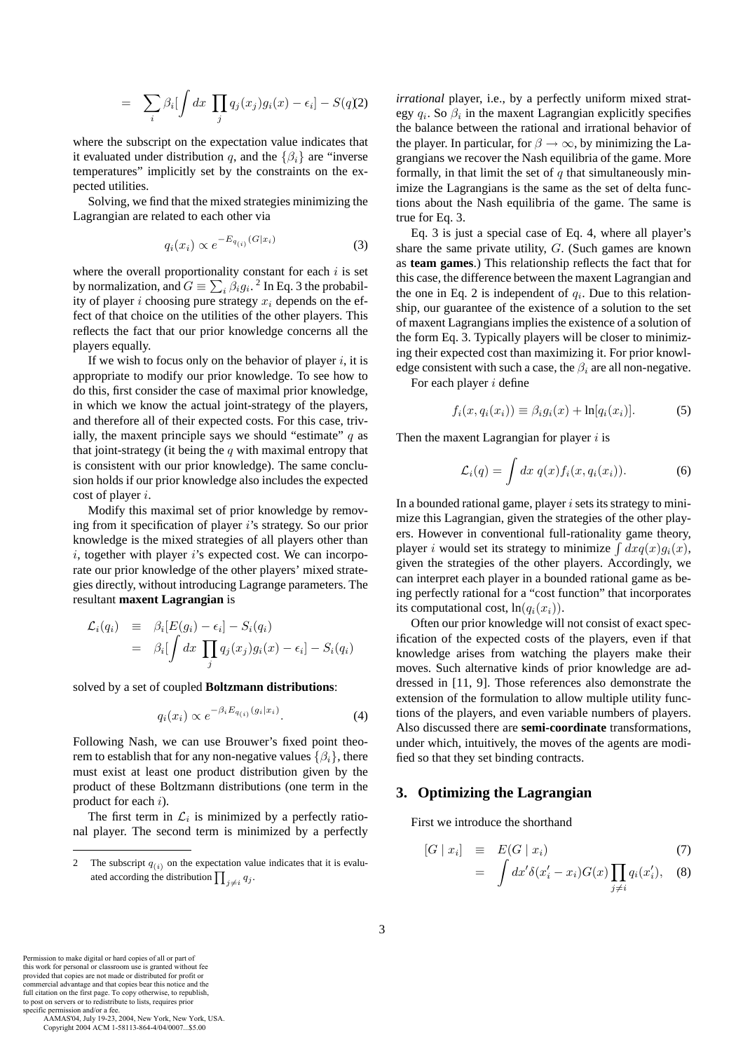$$= \sum_i \beta_i[\int dx \prod_j q_j(x_j)g_i(x) - \epsilon_i] - S(q) \quad (2)$$

where the subscript on the expectation value indicates that it evaluated under distribution $q$, and the $\{\beta_i\}$ are "inverse temperatures" implicitly set by the constraints on the expected utilities.

Solving, we find that the mixed strategies minimizing the Lagrangian are related to each other via

$$q_i(x_i) \propto e^{-E_{q_{(i)}}(G|x_i)} \quad (3)$$

where the overall proportionality constant for each $i$ is set by normalization, and $G \equiv \sum_i \beta_i g_i$.[2] In Eq. 3 the probability of player $i$ choosing pure strategy $x_i$ depends on the effect of that choice on the utilities of the other players. This reflects the fact that our prior knowledge concerns all the players equally.

If we wish to focus only on the behavior of player $i$, it is appropriate to modify our prior knowledge. To see how to do this, first consider the case of maximal prior knowledge, in which we know the actual joint-strategy of the players, and therefore all of their expected costs. For this case, trivially, the maxent principle says we should "estimate" $q$ as that joint-strategy (it being the $q$ with maximal entropy that is consistent with our prior knowledge). The same conclusion holds if our prior knowledge also includes the expected cost of player $i$.

Modify this maximal set of prior knowledge by removing from it specification of player $i$'s strategy. So our prior knowledge is the mixed strategies of all players other than $i$, together with player $i$'s expected cost. We can incorporate our prior knowledge of the other players' mixed strategies directly, without introducing Lagrange parameters. The resultant **maxent Lagrangian** is

$$\begin{aligned}
\mathcal{L}_i(q_i) &\equiv \beta_i[E(g_i) - \epsilon_i] - S_i(q_i) \\
&= \beta_i[\int dx \prod_j q_j(x_j)g_i(x) - \epsilon_i] - S_i(q_i)
\end{aligned}$$

solved by a set of coupled **Boltzmann distributions**:

$$q_i(x_i) \propto e^{-\beta_i E_{q_{(i)}}(g_i|x_i)}. \quad (4)$$

Following Nash, we can use Brouwer's fixed point theorem to establish that for any non-negative values $\{\beta_i\}$, there must exist at least one product distribution given by the product of these Boltzmann distributions (one term in the product for each $i$).

The first term in $\mathcal{L}_i$ is minimized by a perfectly rational player. The second term is minimized by a perfectly *irrational* player, i.e., by a perfectly uniform mixed strategy $q_i$. So $\beta_i$ in the maxent Lagrangian explicitly specifies the balance between the rational and irrational behavior of the player. In particular, for $\beta \to \infty$, by minimizing the Lagrangians we recover the Nash equilibria of the game. More formally, in that limit the set of $q$ that simultaneously minimize the Lagrangians is the same as the set of delta functions about the Nash equilibria of the game. The same is true for Eq. 3.

Eq. 3 is just a special case of Eq. 4, where all player's share the same private utility, $G$. (Such games are known as **team games**.) This relationship reflects the fact that for this case, the difference between the maxent Lagrangian and the one in Eq. 2 is independent of $q_i$. Due to this relationship, our guarantee of the existence of a solution to the set of maxent Lagrangians implies the existence of a solution of the form Eq. 3. Typically players will be closer to minimizing their expected cost than maximizing it. For prior knowledge consistent with such a case, the $\beta_i$ are all non-negative.

For each player $i$ define

$$f_i(x, q_i(x_i)) \equiv \beta_i g_i(x) + \ln[q_i(x_i)]. \quad (5)$$

Then the maxent Lagrangian for player $i$ is

$$\mathcal{L}_i(q) = \int dx \; q(x) f_i(x, q_i(x_i)). \quad (6)$$

In a bounded rational game, player $i$ sets its strategy to minimize this Lagrangian, given the strategies of the other players. However in conventional full-rationality game theory, player $i$ would set its strategy to minimize $\int dx q(x) g_i(x)$, given the strategies of the other players. Accordingly, we can interpret each player in a bounded rational game as being perfectly rational for a "cost function" that incorporates its computational cost, $\ln(q_i(x_i))$.

Often our prior knowledge will not consist of exact specification of the expected costs of the players, even if that knowledge arises from watching the players make their moves. Such alternative kinds of prior knowledge are addressed in [11, 9]. Those references also demonstrate the extension of the formulation to allow multiple utility functions of the players, and even variable numbers of players. Also discussed there are **semi-coordinate** transformations, under which, intuitively, the moves of the agents are modified so that they set binding contracts.

## 3. Optimizing the Lagrangian

First we introduce the shorthand

$$\begin{aligned}
[G \mid x_i] &\equiv E(G \mid x_i) && (7) \\
&= \int dx' \delta(x'_i - x_i) G(x) \prod_{j \neq i} q_i(x'_i), && (8)
\end{aligned}$$

---

[2] The subscript $q_{(i)}$ on the expectation value indicates that it is evaluated according the distribution $\prod_{j \neq i} q_j$.

Permission to make digital or hard copies of all or part of this work for personal or classroom use is granted without fee provided that copies are not made or distributed for profit or commercial advantage and that copies bear this notice and the full citation on the first page. To copy otherwise, to republish, to post on servers or to redistribute to lists, requires prior specific permission and/or a fee.
AAMAS'04, July 19-23, 2004, New York, New York, USA.
Copyright 2004 ACM 1-58113-864-4/04/0007...$5.00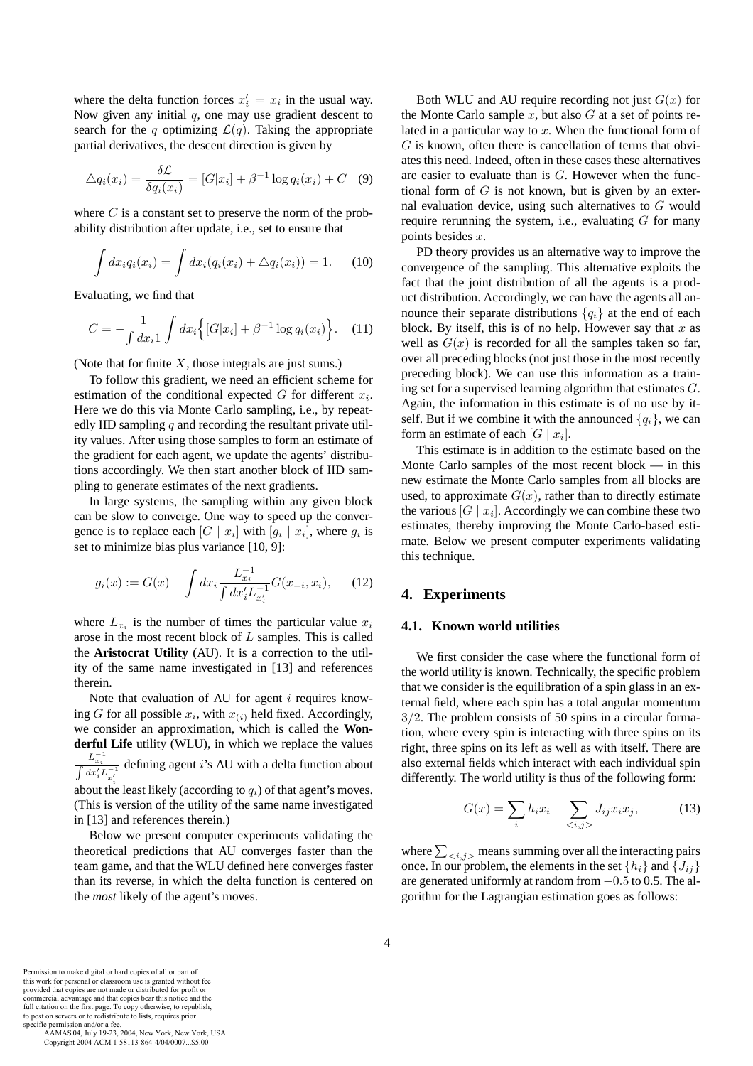where the delta function forces $x'_i = x_i$ in the usual way. Now given any initial $q$, one may use gradient descent to search for the $q$ optimizing $\mathcal{L}(q)$. Taking the appropriate partial derivatives, the descent direction is given by

$$\triangle q_i(x_i) = \frac{\delta \mathcal{L}}{\delta q_i(x_i)} = [G|x_i] + \beta^{-1} \log q_i(x_i) + C \quad (9)$$

where $C$ is a constant set to preserve the norm of the probability distribution after update, i.e., set to ensure that

$$\int dx_i q_i(x_i) = \int dx_i (q_i(x_i) + \triangle q_i(x_i)) = 1. \quad (10)$$

Evaluating, we find that

$$C = -\frac{1}{\int dx_i 1} \int dx_i \Big\{ [G|x_i] + \beta^{-1} \log q_i(x_i) \Big\}. \quad (11)$$

(Note that for finite $X$, those integrals are just sums.)

To follow this gradient, we need an efficient scheme for estimation of the conditional expected $G$ for different $x_i$. Here we do this via Monte Carlo sampling, i.e., by repeatedly IID sampling $q$ and recording the resultant private utility values. After using those samples to form an estimate of the gradient for each agent, we update the agents' distributions accordingly. We then start another block of IID sampling to generate estimates of the next gradients.

In large systems, the sampling within any given block can be slow to converge. One way to speed up the convergence is to replace each $[G \mid x_i]$ with $[g_i \mid x_i]$, where $g_i$ is set to minimize bias plus variance [10, 9]:

$$g_i(x) := G(x) - \int dx_i \frac{L_{x_i}^{-1}}{\int dx'_i L_{x'_i}^{-1}} G(x_{-i}, x_i), \quad (12)$$

where $L_{x_i}$ is the number of times the particular value $x_i$ arose in the most recent block of $L$ samples. This is called the **Aristocrat Utility** (AU). It is a correction to the utility of the same name investigated in [13] and references therein.

Note that evaluation of AU for agent $i$ requires knowing $G$ for all possible $x_i$, with $x_{(i)}$ held fixed. Accordingly, we consider an approximation, which is called the **Wonderful Life** utility (WLU), in which we replace the values $\frac{L_{x_i}^{-1}}{\int dx'_i L_{x'_i}^{-1}}$ defining agent $i$'s AU with a delta function about about the least likely (according to $q_i$) of that agent's moves. (This is version of the utility of the same name investigated in [13] and references therein.)

Below we present computer experiments validating the theoretical predictions that AU converges faster than the team game, and that the WLU defined here converges faster than its reverse, in which the delta function is centered on the *most* likely of the agent's moves.

Both WLU and AU require recording not just $G(x)$ for the Monte Carlo sample $x$, but also $G$ at a set of points related in a particular way to $x$. When the functional form of $G$ is known, often there is cancellation of terms that obviates this need. Indeed, often in these cases these alternatives are easier to evaluate than is $G$. However when the functional form of $G$ is not known, but is given by an external evaluation device, using such alternatives to $G$ would require rerunning the system, i.e., evaluating $G$ for many points besides $x$.

PD theory provides us an alternative way to improve the convergence of the sampling. This alternative exploits the fact that the joint distribution of all the agents is a product distribution. Accordingly, we can have the agents all announce their separate distributions $\{q_i\}$ at the end of each block. By itself, this is of no help. However say that $x$ as well as $G(x)$ is recorded for all the samples taken so far, over all preceding blocks (not just those in the most recently preceding block). We can use this information as a training set for a supervised learning algorithm that estimates $G$. Again, the information in this estimate is of no use by itself. But if we combine it with the announced $\{q_i\}$, we can form an estimate of each $[G \mid x_i]$.

This estimate is in addition to the estimate based on the Monte Carlo samples of the most recent block — in this new estimate the Monte Carlo samples from all blocks are used, to approximate $G(x)$, rather than to directly estimate the various $[G \mid x_i]$. Accordingly we can combine these two estimates, thereby improving the Monte Carlo-based estimate. Below we present computer experiments validating this technique.

## 4. Experiments

### 4.1. Known world utilities

We first consider the case where the functional form of the world utility is known. Technically, the specific problem that we consider is the equilibration of a spin glass in an external field, where each spin has a total angular momentum $3/2$. The problem consists of 50 spins in a circular formation, where every spin is interacting with three spins on its right, three spins on its left as well as with itself. There are also external fields which interact with each individual spin differently. The world utility is thus of the following form:

$$G(x) = \sum_i h_i x_i + \sum_{<i,j>} J_{ij} x_i x_j, \quad (13)$$

where $\sum_{<i,j>}$ means summing over all the interacting pairs once. In our problem, the elements in the set $\{h_i\}$ and $\{J_{ij}\}$ are generated uniformly at random from $-0.5$ to 0.5. The algorithm for the Lagrangian estimation goes as follows:

Permission to make digital or hard copies of all or part of this work for personal or classroom use is granted without fee provided that copies are not made or distributed for profit or commercial advantage and that copies bear this notice and the full citation on the first page. To copy otherwise, to republish, to post on servers or to redistribute to lists, requires prior specific permission and/or a fee.
AAMAS'04, July 19-23, 2004, New York, New York, USA.
Copyright 2004 ACM 1-58113-864-4/04/0007...$5.00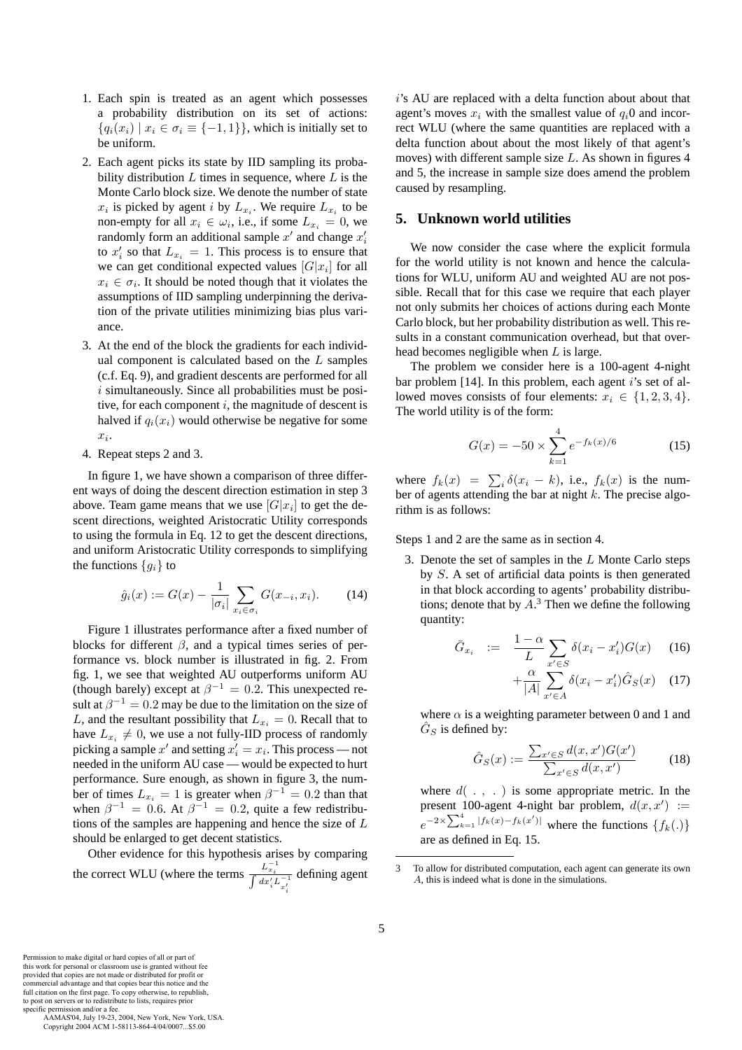1. Each spin is treated as an agent which possesses a probability distribution on its set of actions: $\{q_i(x_i) \mid x_i \in \sigma_i \equiv \{-1, 1\}\}$, which is initially set to be uniform.

2. Each agent picks its state by IID sampling its probability distribution $L$ times in sequence, where $L$ is the Monte Carlo block size. We denote the number of state $x_i$ is picked by agent $i$ by $L_{x_i}$. We require $L_{x_i}$ to be non-empty for all $x_i \in \omega_i$, i.e., if some $L_{x_i} = 0$, we randomly form an additional sample $x'$ and change $x'_i$ to $x'_i$ so that $L_{x_i} = 1$. This process is to ensure that we can get conditional expected values $[G|x_i]$ for all $x_i \in \sigma_i$. It should be noted though that it violates the assumptions of IID sampling underpinning the derivation of the private utilities minimizing bias plus variance.

3. At the end of the block the gradients for each individual component is calculated based on the $L$ samples (c.f. Eq. 9), and gradient descents are performed for all $i$ simultaneously. Since all probabilities must be positive, for each component $i$, the magnitude of descent is halved if $q_i(x_i)$ would otherwise be negative for some $x_i$.

4. Repeat steps 2 and 3.

In figure 1, we have shown a comparison of three different ways of doing the descent direction estimation in step 3 above. Team game means that we use $[G|x_i]$ to get the descent directions, weighted Aristocratic Utility corresponds to using the formula in Eq. 12 to get the descent directions, and uniform Aristocratic Utility corresponds to simplifying the functions $\{g_i\}$ to

$$\hat{g}_i(x) := G(x) - \frac{1}{|\sigma_i|} \sum_{x_i \in \sigma_i} G(x_{-i}, x_i). \tag{14}$$

Figure 1 illustrates performance after a fixed number of blocks for different $\beta$, and a typical times series of performance vs. block number is illustrated in fig. 2. From fig. 1, we see that weighted AU outperforms uniform AU (though barely) except at $\beta^{-1} = 0.2$. This unexpected result at $\beta^{-1} = 0.2$ may be due to the limitation on the size of $L$, and the resultant possibility that $L_{x_i} = 0$. Recall that to have $L_{x_i} \neq 0$, we use a not fully-IID process of randomly picking a sample $x'$ and setting $x'_i = x_i$. This process — not needed in the uniform AU case — would be expected to hurt performance. Sure enough, as shown in figure 3, the number of times $L_{x_i} = 1$ is greater when $\beta^{-1} = 0.2$ than that when $\beta^{-1} = 0.6$. At $\beta^{-1} = 0.2$, quite a few redistributions of the samples are happening and hence the size of $L$ should be enlarged to get decent statistics.

Other evidence for this hypothesis arises by comparing the correct WLU (where the terms $\frac{L_{x_i}^{-1}}{\int dx'_i L_{x'_i}^{-1}}$ defining agent $i$'s AU are replaced with a delta function about about that agent's moves $x_i$ with the smallest value of $q_i 0$ and incorrect WLU (where the same quantities are replaced with a delta function about about the most likely of that agent's moves) with different sample size $L$. As shown in figures 4 and 5, the increase in sample size does amend the problem caused by resampling.

## 5. Unknown world utilities

We now consider the case where the explicit formula for the world utility is not known and hence the calculations for WLU, uniform AU and weighted AU are not possible. Recall that for this case we require that each player not only submits her choices of actions during each Monte Carlo block, but her probability distribution as well. This results in a constant communication overhead, but that overhead becomes negligible when $L$ is large.

The problem we consider here is a 100-agent 4-night bar problem [14]. In this problem, each agent $i$'s set of allowed moves consists of four elements: $x_i \in \{1, 2, 3, 4\}$. The world utility is of the form:

$$G(x) = -50 \times \sum_{k=1}^{4} e^{-f_k(x)/6} \tag{15}$$

where $f_k(x) = \sum_i \delta(x_i - k)$, i.e., $f_k(x)$ is the number of agents attending the bar at night $k$. The precise algorithm is as follows:

Steps 1 and 2 are the same as in section 4.

3. Denote the set of samples in the $L$ Monte Carlo steps by $S$. A set of artificial data points is then generated in that block according to agents' probability distributions; denote that by $A$.[3] Then we define the following quantity:

$$\bar{G}_{x_i} := \frac{1-\alpha}{L} \sum_{x' \in S} \delta(x_i - x'_i) G(x) \tag{16}$$

$$+ \frac{\alpha}{|A|} \sum_{x' \in A} \delta(x_i - x'_i) \hat{G}_S(x) \tag{17}$$

where $\alpha$ is a weighting parameter between 0 and 1 and $\hat{G}_S$ is defined by:

$$\hat{G}_S(x) := \frac{\sum_{x' \in S} d(x, x') G(x')}{\sum_{x' \in S} d(x, x')} \tag{18}$$

where $d(\ .\ ,\ .\ )$ is some appropriate metric. In the present 100-agent 4-night bar problem, $d(x, x') := e^{-2 \times \sum_{k=1}^{4} |f_k(x) - f_k(x')|}$ where the functions $\{f_k(.)\}$ are as defined in Eq. 15.

[3] To allow for distributed computation, each agent can generate its own $A$, this is indeed what is done in the simulations.

Permission to make digital or hard copies of all or part of this work for personal or classroom use is granted without fee provided that copies are not made or distributed for profit or commercial advantage and that copies bear this notice and the full citation on the first page. To copy otherwise, to republish, to post on servers or to redistribute to lists, requires prior specific permission and/or a fee.
AAMAS'04, July 19-23, 2004, New York, New York, USA.
Copyright 2004 ACM 1-58113-864-4/04/0007...$5.00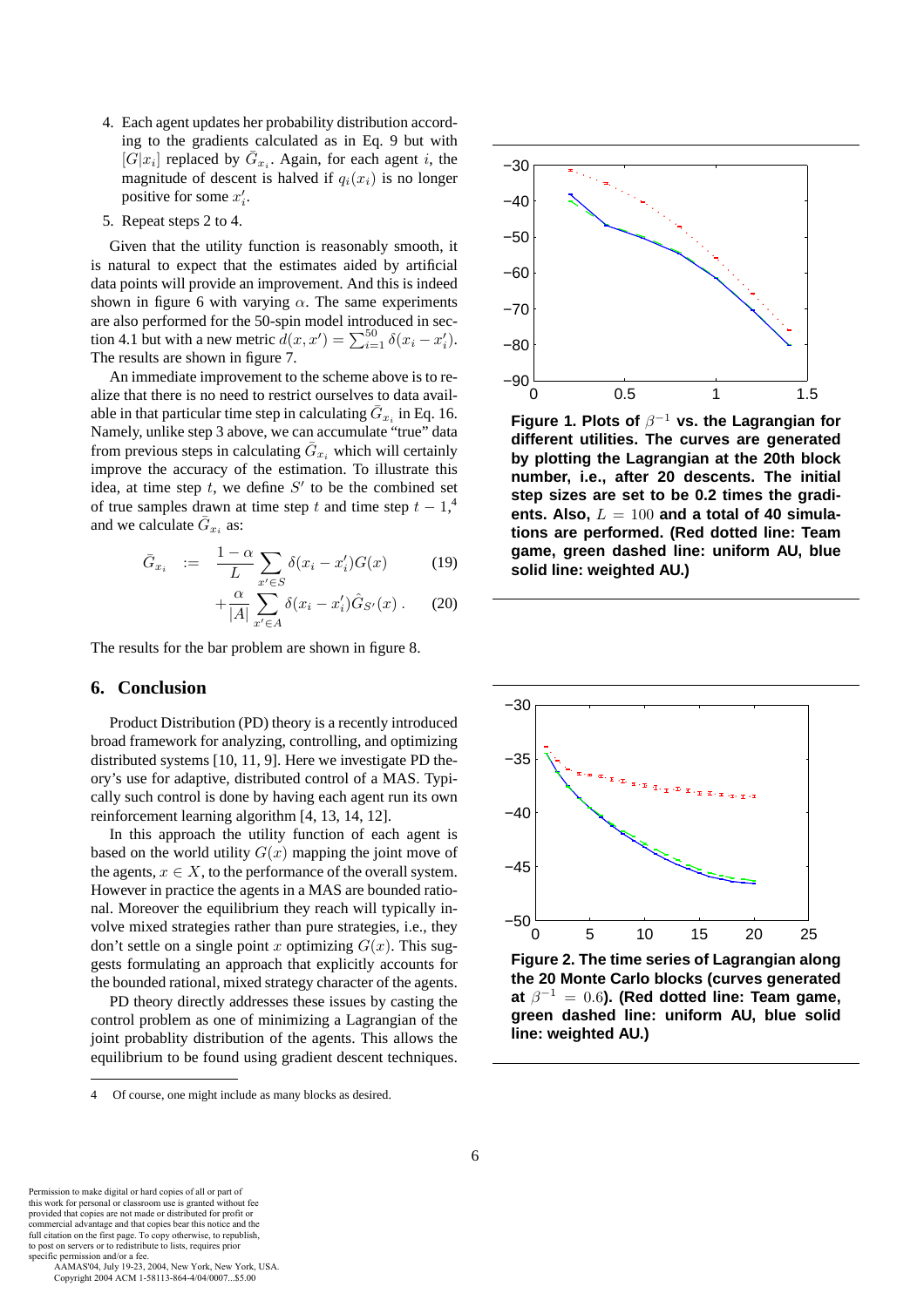4. Each agent updates her probability distribution according to the gradients calculated as in Eq. 9 but with $[G|x_i]$ replaced by $\bar{G}_{x_i}$. Again, for each agent $i$, the magnitude of descent is halved if $q_i(x_i)$ is no longer positive for some $x'_i$.
5. Repeat steps 2 to 4.

Given that the utility function is reasonably smooth, it is natural to expect that the estimates aided by artificial data points will provide an improvement. And this is indeed shown in figure 6 with varying $\alpha$. The same experiments are also performed for the 50-spin model introduced in section 4.1 but with a new metric $d(x, x') = \sum_{i=1}^{50} \delta(x_i - x'_i)$. The results are shown in figure 7.

An immediate improvement to the scheme above is to realize that there is no need to restrict ourselves to data available in that particular time step in calculating $\bar{G}_{x_i}$ in Eq. 16. Namely, unlike step 3 above, we can accumulate "true" data from previous steps in calculating $\bar{G}_{x_i}$ which will certainly improve the accuracy of the estimation. To illustrate this idea, at time step $t$, we define $S'$ to be the combined set of true samples drawn at time step $t$ and time step $t-1$,[4] and we calculate $\bar{G}_{x_i}$ as:

$$
\begin{aligned}
\bar{G}_{x_i} \;&:=\; \frac{1-\alpha}{L} \sum_{x' \in S} \delta(x_i - x'_i) G(x) &(19)\\
&\quad + \frac{\alpha}{|A|} \sum_{x' \in A} \delta(x_i - x'_i) \hat{G}_{S'}(x) \,. &(20)
\end{aligned}
$$

The results for the bar problem are shown in figure 8.

## 6. Conclusion

Product Distribution (PD) theory is a recently introduced broad framework for analyzing, controlling, and optimizing distributed systems [10, 11, 9]. Here we investigate PD theory's use for adaptive, distributed control of a MAS. Typically such control is done by having each agent run its own reinforcement learning algorithm [4, 13, 14, 12].

In this approach the utility function of each agent is based on the world utility $G(x)$ mapping the joint move of the agents, $x \in X$, to the performance of the overall system. However in practice the agents in a MAS are bounded rational. Moreover the equilibrium they reach will typically involve mixed strategies rather than pure strategies, i.e., they don't settle on a single point $x$ optimizing $G(x)$. This suggests formulating an approach that explicitly accounts for the bounded rational, mixed strategy character of the agents.

PD theory directly addresses these issues by casting the control problem as one of minimizing a Lagrangian of the joint probablity distribution of the agents. This allows the equilibrium to be found using gradient descent techniques.

[4] Of course, one might include as many blocks as desired.

**Figure 1. Plots of $\beta^{-1}$ vs. the Lagrangian for different utilities. The curves are generated by plotting the Lagrangian at the 20th block number, i.e., after 20 descents. The initial step sizes are set to be 0.2 times the gradients. Also, $L = 100$ and a total of 40 simulations are performed. (Red dotted line: Team game, green dashed line: uniform AU, blue solid line: weighted AU.)**

**Figure 2. The time series of Lagrangian along the 20 Monte Carlo blocks (curves generated at $\beta^{-1} = 0.6$). (Red dotted line: Team game, green dashed line: uniform AU, blue solid line: weighted AU.)**

Permission to make digital or hard copies of all or part of this work for personal or classroom use is granted without fee provided that copies are not made or distributed for profit or commercial advantage and that copies bear this notice and the full citation on the first page. To copy otherwise, to republish, to post on servers or to redistribute to lists, requires prior specific permission and/or a fee.
AAMAS'04, July 19-23, 2004, New York, New York, USA.
Copyright 2004 ACM 1-58113-864-4/04/0007...$5.00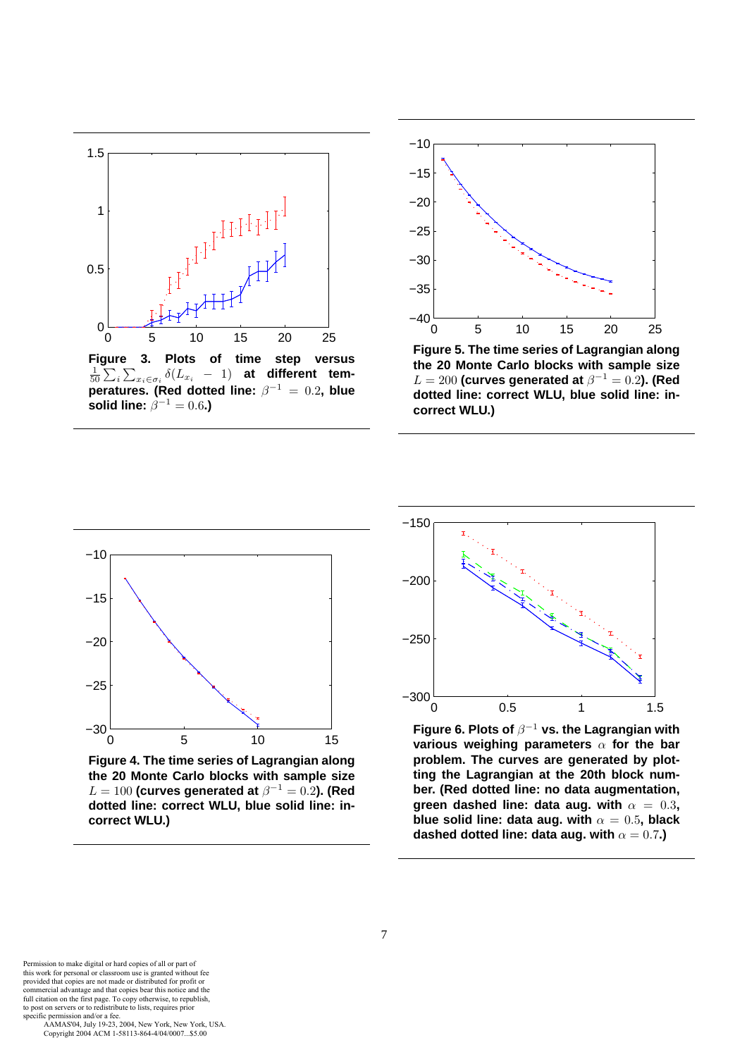**Figure 3. Plots of time step versus $\frac{1}{50}\sum_i \sum_{x_i \in \sigma_i} \delta(L_{x_i} - 1)$ at different temperatures. (Red dotted line: $\beta^{-1} = 0.2$, blue solid line: $\beta^{-1} = 0.6$.)**

**Figure 4. The time series of Lagrangian along the 20 Monte Carlo blocks with sample size $L = 100$ (curves generated at $\beta^{-1} = 0.2$). (Red dotted line: correct WLU, blue solid line: incorrect WLU.)**

**Figure 5. The time series of Lagrangian along the 20 Monte Carlo blocks with sample size $L = 200$ (curves generated at $\beta^{-1} = 0.2$). (Red dotted line: correct WLU, blue solid line: incorrect WLU.)**

**Figure 6. Plots of $\beta^{-1}$ vs. the Lagrangian with various weighing parameters $\alpha$ for the bar problem. The curves are generated by plotting the Lagrangian at the 20th block number. (Red dotted line: no data augmentation, green dashed line: data aug. with $\alpha = 0.3$, blue solid line: data aug. with $\alpha = 0.5$, black dashed dotted line: data aug. with $\alpha = 0.7$.)**

Permission to make digital or hard copies of all or part of this work for personal or classroom use is granted without fee provided that copies are not made or distributed for profit or commercial advantage and that copies bear this notice and the full citation on the first page. To copy otherwise, to republish, to post on servers or to redistribute to lists, requires prior specific permission and/or a fee.
AAMAS'04, July 19-23, 2004, New York, New York, USA.
Copyright 2004 ACM 1-58113-864-4/04/0007...$5.00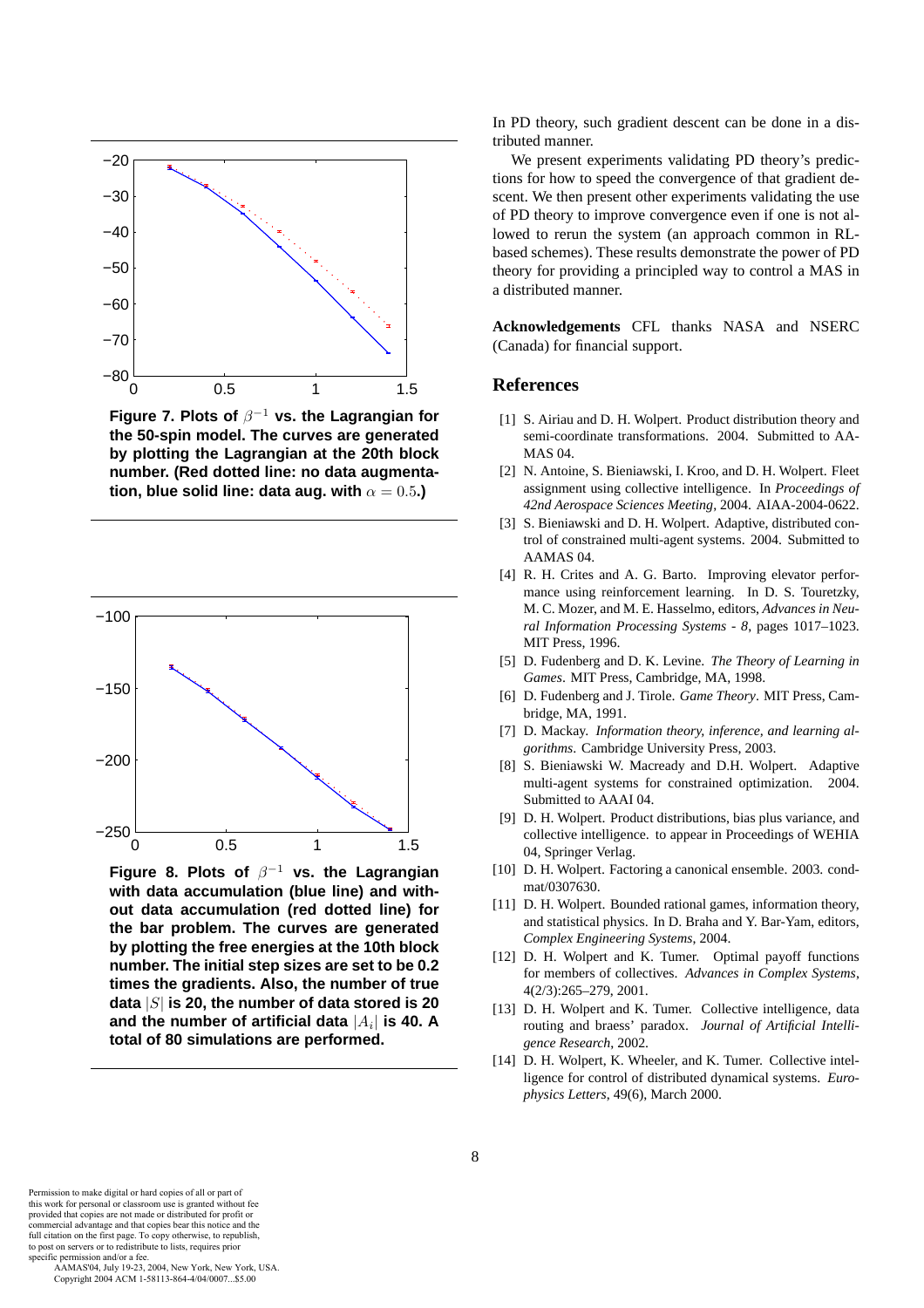−20
−30
−40
−50
−60
−70
−80
0
0.5
1
1.5

**Figure 7. Plots of $\beta^{-1}$ vs. the Lagrangian for the 50-spin model. The curves are generated by plotting the Lagrangian at the 20th block number. (Red dotted line: no data augmentation, blue solid line: data aug. with $\alpha = 0.5$.)**

−100
−150
−200
−250
0
0.5
1
1.5

**Figure 8. Plots of $\beta^{-1}$ vs. the Lagrangian with data accumulation (blue line) and without data accumulation (red dotted line) for the bar problem. The curves are generated by plotting the free energies at the 10th block number. The initial step sizes are set to be 0.2 times the gradients. Also, the number of true data $|S|$ is 20, the number of data stored is 20 and the number of artificial data $|A_i|$ is 40. A total of 80 simulations are performed.**

In PD theory, such gradient descent can be done in a distributed manner.

We present experiments validating PD theory's predictions for how to speed the convergence of that gradient descent. We then present other experiments validating the use of PD theory to improve convergence even if one is not allowed to rerun the system (an approach common in RL-based schemes). These results demonstrate the power of PD theory for providing a principled way to control a MAS in a distributed manner.

**Acknowledgements** CFL thanks NASA and NSERC (Canada) for financial support.

## References

[1] S. Airiau and D. H. Wolpert. Product distribution theory and semi-coordinate transformations. 2004. Submitted to AAMAS 04.

[2] N. Antoine, S. Bieniawski, I. Kroo, and D. H. Wolpert. Fleet assignment using collective intelligence. In *Proceedings of 42nd Aerospace Sciences Meeting*, 2004. AIAA-2004-0622.

[3] S. Bieniawski and D. H. Wolpert. Adaptive, distributed control of constrained multi-agent systems. 2004. Submitted to AAMAS 04.

[4] R. H. Crites and A. G. Barto. Improving elevator performance using reinforcement learning. In D. S. Touretzky, M. C. Mozer, and M. E. Hasselmo, editors, *Advances in Neural Information Processing Systems - 8*, pages 1017–1023. MIT Press, 1996.

[5] D. Fudenberg and D. K. Levine. *The Theory of Learning in Games*. MIT Press, Cambridge, MA, 1998.

[6] D. Fudenberg and J. Tirole. *Game Theory*. MIT Press, Cambridge, MA, 1991.

[7] D. Mackay. *Information theory, inference, and learning algorithms*. Cambridge University Press, 2003.

[8] S. Bieniawski W. Macready and D.H. Wolpert. Adaptive multi-agent systems for constrained optimization. 2004. Submitted to AAAI 04.

[9] D. H. Wolpert. Product distributions, bias plus variance, and collective intelligence. to appear in Proceedings of WEHIA 04, Springer Verlag.

[10] D. H. Wolpert. Factoring a canonical ensemble. 2003. cond-mat/0307630.

[11] D. H. Wolpert. Bounded rational games, information theory, and statistical physics. In D. Braha and Y. Bar-Yam, editors, *Complex Engineering Systems*, 2004.

[12] D. H. Wolpert and K. Tumer. Optimal payoff functions for members of collectives. *Advances in Complex Systems*, 4(2/3):265–279, 2001.

[13] D. H. Wolpert and K. Tumer. Collective intelligence, data routing and braess' paradox. *Journal of Artificial Intelligence Research*, 2002.

[14] D. H. Wolpert, K. Wheeler, and K. Tumer. Collective intelligence for control of distributed dynamical systems. *Europhysics Letters*, 49(6), March 2000.

Permission to make digital or hard copies of all or part of this work for personal or classroom use is granted without fee provided that copies are not made or distributed for profit or commercial advantage and that copies bear this notice and the full citation on the first page. To copy otherwise, to republish, to post on servers or to redistribute to lists, requires prior specific permission and/or a fee.
AAMAS'04, July 19-23, 2004, New York, New York, USA.
Copyright 2004 ACM 1-58113-864-4/04/0007...$5.00